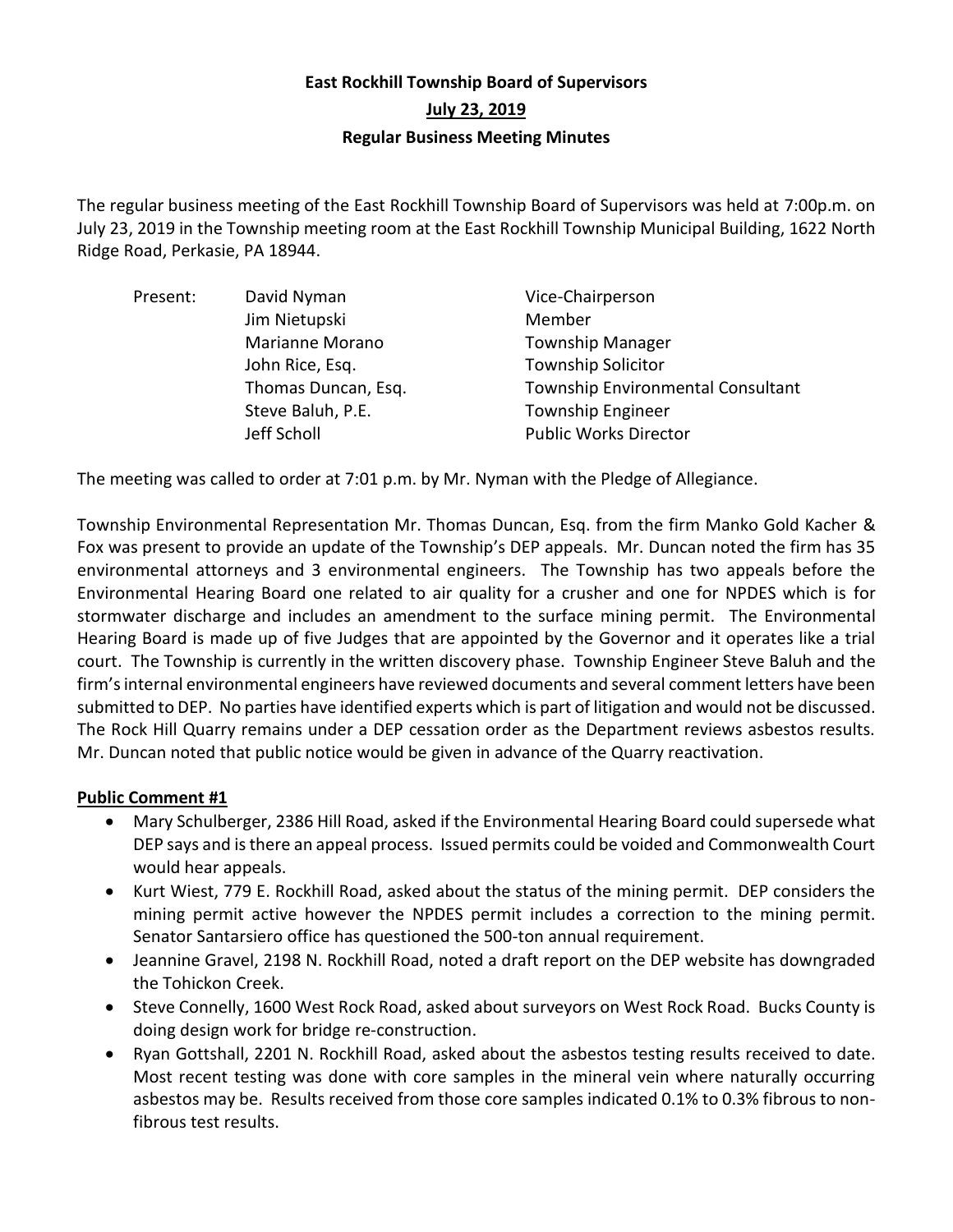# East Rockhill Township Board of Supervisors

## July 23, 2019

### Regular Business Meeting Minutes

The regular business meeting of the East Rockhill Township Board of Supervisors was held at 7:00p.m. on July 23, 2019 in the Township meeting room at the East Rockhill Township Municipal Building, 1622 North Ridge Road, Perkasie, PA 18944.

| Present: | David Nyman | Vice-Chairperson |
|---|---|---|
| | Jim Nietupski | Member |
| | Marianne Morano | Township Manager |
| | John Rice, Esq. | Township Solicitor |
| | Thomas Duncan, Esq. | Township Environmental Consultant |
| | Steve Baluh, P.E. | Township Engineer |
| | Jeff Scholl | Public Works Director |

The meeting was called to order at 7:01 p.m. by Mr. Nyman with the Pledge of Allegiance.

Township Environmental Representation Mr. Thomas Duncan, Esq. from the firm Manko Gold Kacher & Fox was present to provide an update of the Township's DEP appeals. Mr. Duncan noted the firm has 35 environmental attorneys and 3 environmental engineers. The Township has two appeals before the Environmental Hearing Board one related to air quality for a crusher and one for NPDES which is for stormwater discharge and includes an amendment to the surface mining permit. The Environmental Hearing Board is made up of five Judges that are appointed by the Governor and it operates like a trial court. The Township is currently in the written discovery phase. Township Engineer Steve Baluh and the firm's internal environmental engineers have reviewed documents and several comment letters have been submitted to DEP. No parties have identified experts which is part of litigation and would not be discussed. The Rock Hill Quarry remains under a DEP cessation order as the Department reviews asbestos results. Mr. Duncan noted that public notice would be given in advance of the Quarry reactivation.

**Public Comment #1**

- Mary Schulberger, 2386 Hill Road, asked if the Environmental Hearing Board could supersede what DEP says and is there an appeal process. Issued permits could be voided and Commonwealth Court would hear appeals.
- Kurt Wiest, 779 E. Rockhill Road, asked about the status of the mining permit. DEP considers the mining permit active however the NPDES permit includes a correction to the mining permit. Senator Santarsiero office has questioned the 500-ton annual requirement.
- Jeannine Gravel, 2198 N. Rockhill Road, noted a draft report on the DEP website has downgraded the Tohickon Creek.
- Steve Connelly, 1600 West Rock Road, asked about surveyors on West Rock Road. Bucks County is doing design work for bridge re-construction.
- Ryan Gottshall, 2201 N. Rockhill Road, asked about the asbestos testing results received to date. Most recent testing was done with core samples in the mineral vein where naturally occurring asbestos may be. Results received from those core samples indicated 0.1% to 0.3% fibrous to non-fibrous test results.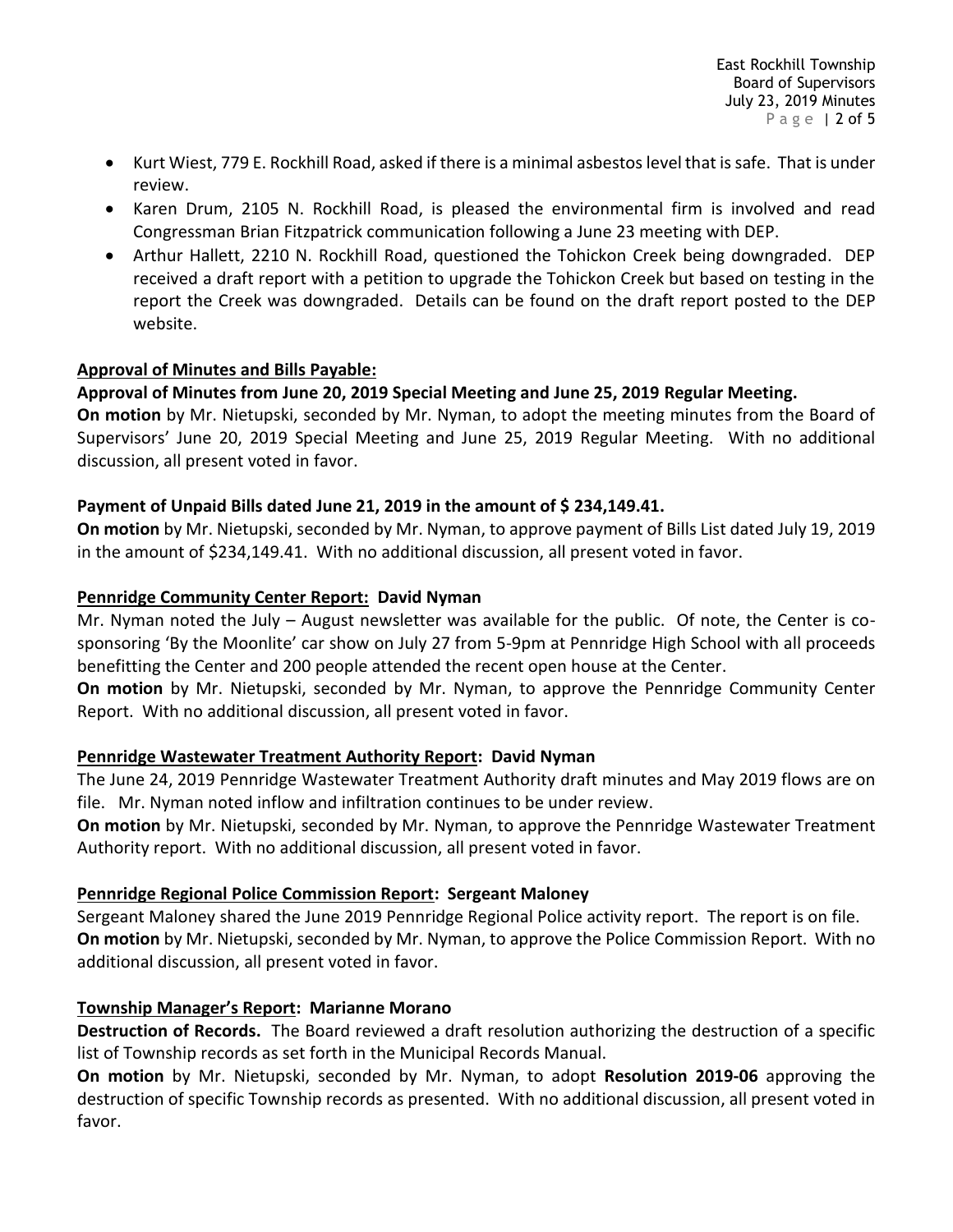- Kurt Wiest, 779 E. Rockhill Road, asked if there is a minimal asbestos level that is safe. That is under review.
- Karen Drum, 2105 N. Rockhill Road, is pleased the environmental firm is involved and read Congressman Brian Fitzpatrick communication following a June 23 meeting with DEP.
- Arthur Hallett, 2210 N. Rockhill Road, questioned the Tohickon Creek being downgraded. DEP received a draft report with a petition to upgrade the Tohickon Creek but based on testing in the report the Creek was downgraded. Details can be found on the draft report posted to the DEP website.

**Approval of Minutes and Bills Payable:**

**Approval of Minutes from June 20, 2019 Special Meeting and June 25, 2019 Regular Meeting.**
**On motion** by Mr. Nietupski, seconded by Mr. Nyman, to adopt the meeting minutes from the Board of Supervisors' June 20, 2019 Special Meeting and June 25, 2019 Regular Meeting. With no additional discussion, all present voted in favor.

**Payment of Unpaid Bills dated June 21, 2019 in the amount of $ 234,149.41.**
**On motion** by Mr. Nietupski, seconded by Mr. Nyman, to approve payment of Bills List dated July 19, 2019 in the amount of $234,149.41. With no additional discussion, all present voted in favor.

**Pennridge Community Center Report: David Nyman**
Mr. Nyman noted the July – August newsletter was available for the public. Of note, the Center is co-sponsoring 'By the Moonlite' car show on July 27 from 5-9pm at Pennridge High School with all proceeds benefitting the Center and 200 people attended the recent open house at the Center.
**On motion** by Mr. Nietupski, seconded by Mr. Nyman, to approve the Pennridge Community Center Report. With no additional discussion, all present voted in favor.

**Pennridge Wastewater Treatment Authority Report: David Nyman**
The June 24, 2019 Pennridge Wastewater Treatment Authority draft minutes and May 2019 flows are on file. Mr. Nyman noted inflow and infiltration continues to be under review.
**On motion** by Mr. Nietupski, seconded by Mr. Nyman, to approve the Pennridge Wastewater Treatment Authority report. With no additional discussion, all present voted in favor.

**Pennridge Regional Police Commission Report: Sergeant Maloney**
Sergeant Maloney shared the June 2019 Pennridge Regional Police activity report. The report is on file.
**On motion** by Mr. Nietupski, seconded by Mr. Nyman, to approve the Police Commission Report. With no additional discussion, all present voted in favor.

**Township Manager's Report: Marianne Morano**
**Destruction of Records.** The Board reviewed a draft resolution authorizing the destruction of a specific list of Township records as set forth in the Municipal Records Manual.
**On motion** by Mr. Nietupski, seconded by Mr. Nyman, to adopt **Resolution 2019-06** approving the destruction of specific Township records as presented. With no additional discussion, all present voted in favor.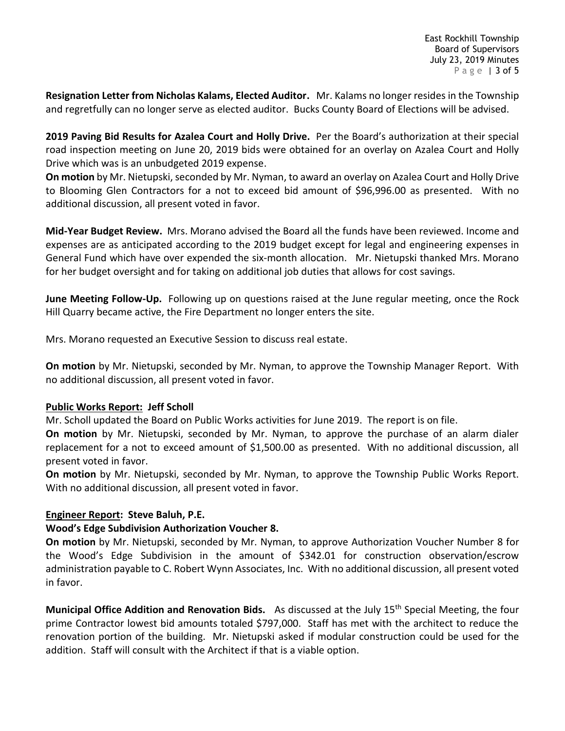**Resignation Letter from Nicholas Kalams, Elected Auditor.** Mr. Kalams no longer resides in the Township and regretfully can no longer serve as elected auditor. Bucks County Board of Elections will be advised.

**2019 Paving Bid Results for Azalea Court and Holly Drive.** Per the Board's authorization at their special road inspection meeting on June 20, 2019 bids were obtained for an overlay on Azalea Court and Holly Drive which was is an unbudgeted 2019 expense.

**On motion** by Mr. Nietupski, seconded by Mr. Nyman, to award an overlay on Azalea Court and Holly Drive to Blooming Glen Contractors for a not to exceed bid amount of $96,996.00 as presented. With no additional discussion, all present voted in favor.

**Mid-Year Budget Review.** Mrs. Morano advised the Board all the funds have been reviewed. Income and expenses are as anticipated according to the 2019 budget except for legal and engineering expenses in General Fund which have over expended the six-month allocation. Mr. Nietupski thanked Mrs. Morano for her budget oversight and for taking on additional job duties that allows for cost savings.

**June Meeting Follow-Up.** Following up on questions raised at the June regular meeting, once the Rock Hill Quarry became active, the Fire Department no longer enters the site.

Mrs. Morano requested an Executive Session to discuss real estate.

**On motion** by Mr. Nietupski, seconded by Mr. Nyman, to approve the Township Manager Report. With no additional discussion, all present voted in favor.

## **Public Works Report: Jeff Scholl**

Mr. Scholl updated the Board on Public Works activities for June 2019. The report is on file.

**On motion** by Mr. Nietupski, seconded by Mr. Nyman, to approve the purchase of an alarm dialer replacement for a not to exceed amount of $1,500.00 as presented. With no additional discussion, all present voted in favor.

**On motion** by Mr. Nietupski, seconded by Mr. Nyman, to approve the Township Public Works Report. With no additional discussion, all present voted in favor.

## **Engineer Report: Steve Baluh, P.E.**

### **Wood's Edge Subdivision Authorization Voucher 8.**

**On motion** by Mr. Nietupski, seconded by Mr. Nyman, to approve Authorization Voucher Number 8 for the Wood's Edge Subdivision in the amount of $342.01 for construction observation/escrow administration payable to C. Robert Wynn Associates, Inc. With no additional discussion, all present voted in favor.

**Municipal Office Addition and Renovation Bids.** As discussed at the July 15th Special Meeting, the four prime Contractor lowest bid amounts totaled $797,000. Staff has met with the architect to reduce the renovation portion of the building. Mr. Nietupski asked if modular construction could be used for the addition. Staff will consult with the Architect if that is a viable option.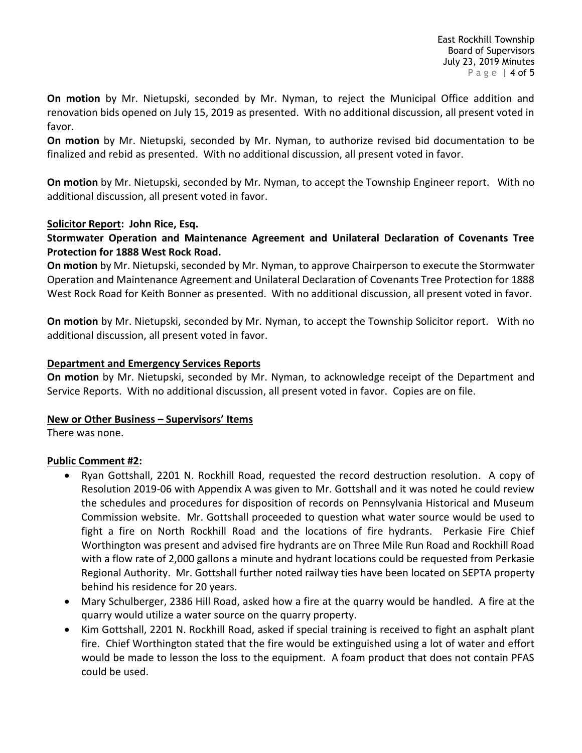**On motion** by Mr. Nietupski, seconded by Mr. Nyman, to reject the Municipal Office addition and renovation bids opened on July 15, 2019 as presented. With no additional discussion, all present voted in favor.

**On motion** by Mr. Nietupski, seconded by Mr. Nyman, to authorize revised bid documentation to be finalized and rebid as presented. With no additional discussion, all present voted in favor.

**On motion** by Mr. Nietupski, seconded by Mr. Nyman, to accept the Township Engineer report. With no additional discussion, all present voted in favor.

**Solicitor Report: John Rice, Esq.**

**Stormwater Operation and Maintenance Agreement and Unilateral Declaration of Covenants Tree Protection for 1888 West Rock Road.**

**On motion** by Mr. Nietupski, seconded by Mr. Nyman, to approve Chairperson to execute the Stormwater Operation and Maintenance Agreement and Unilateral Declaration of Covenants Tree Protection for 1888 West Rock Road for Keith Bonner as presented. With no additional discussion, all present voted in favor.

**On motion** by Mr. Nietupski, seconded by Mr. Nyman, to accept the Township Solicitor report. With no additional discussion, all present voted in favor.

**Department and Emergency Services Reports**

**On motion** by Mr. Nietupski, seconded by Mr. Nyman, to acknowledge receipt of the Department and Service Reports. With no additional discussion, all present voted in favor. Copies are on file.

**New or Other Business – Supervisors' Items**

There was none.

**Public Comment #2:**

- Ryan Gottshall, 2201 N. Rockhill Road, requested the record destruction resolution. A copy of Resolution 2019-06 with Appendix A was given to Mr. Gottshall and it was noted he could review the schedules and procedures for disposition of records on Pennsylvania Historical and Museum Commission website. Mr. Gottshall proceeded to question what water source would be used to fight a fire on North Rockhill Road and the locations of fire hydrants. Perkasie Fire Chief Worthington was present and advised fire hydrants are on Three Mile Run Road and Rockhill Road with a flow rate of 2,000 gallons a minute and hydrant locations could be requested from Perkasie Regional Authority. Mr. Gottshall further noted railway ties have been located on SEPTA property behind his residence for 20 years.
- Mary Schulberger, 2386 Hill Road, asked how a fire at the quarry would be handled. A fire at the quarry would utilize a water source on the quarry property.
- Kim Gottshall, 2201 N. Rockhill Road, asked if special training is received to fight an asphalt plant fire. Chief Worthington stated that the fire would be extinguished using a lot of water and effort would be made to lesson the loss to the equipment. A foam product that does not contain PFAS could be used.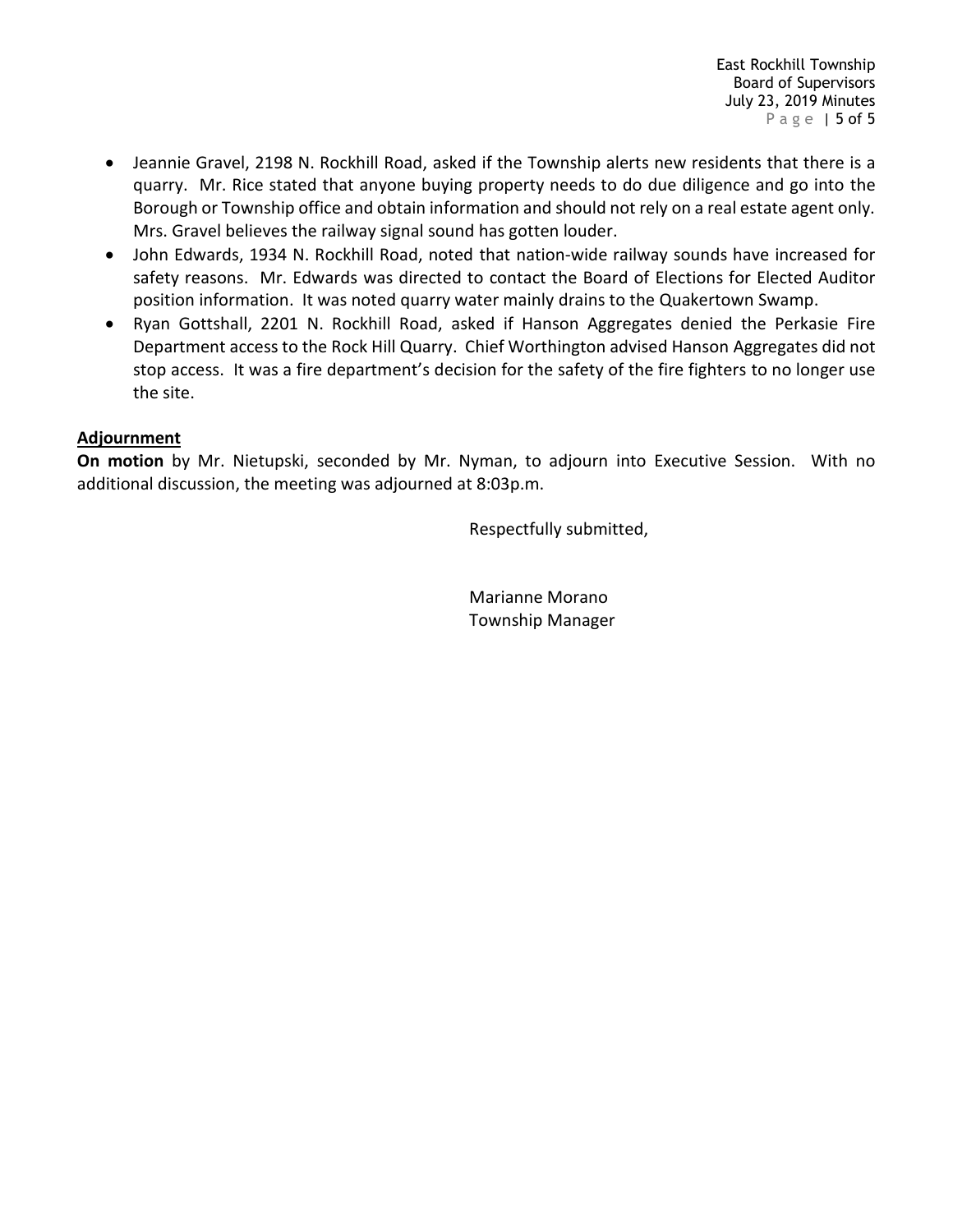- Jeannie Gravel, 2198 N. Rockhill Road, asked if the Township alerts new residents that there is a quarry. Mr. Rice stated that anyone buying property needs to do due diligence and go into the Borough or Township office and obtain information and should not rely on a real estate agent only. Mrs. Gravel believes the railway signal sound has gotten louder.
- John Edwards, 1934 N. Rockhill Road, noted that nation-wide railway sounds have increased for safety reasons. Mr. Edwards was directed to contact the Board of Elections for Elected Auditor position information. It was noted quarry water mainly drains to the Quakertown Swamp.
- Ryan Gottshall, 2201 N. Rockhill Road, asked if Hanson Aggregates denied the Perkasie Fire Department access to the Rock Hill Quarry. Chief Worthington advised Hanson Aggregates did not stop access. It was a fire department's decision for the safety of the fire fighters to no longer use the site.

## Adjournment

**On motion** by Mr. Nietupski, seconded by Mr. Nyman, to adjourn into Executive Session. With no additional discussion, the meeting was adjourned at 8:03p.m.

Respectfully submitted,

Marianne Morano
Township Manager